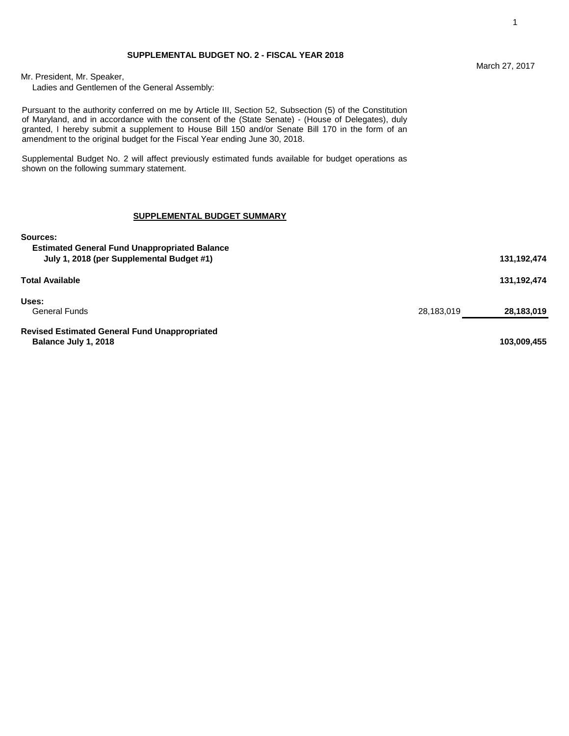## SUPPLEMENTAL BUDGET NO. 2 - FISCAL YEAR 2018

March 27, 2017

Mr. President, Mr. Speaker,
Ladies and Gentlemen of the General Assembly:

Pursuant to the authority conferred on me by Article III, Section 52, Subsection (5) of the Constitution of Maryland, and in accordance with the consent of the (State Senate) - (House of Delegates), duly granted, I hereby submit a supplement to House Bill 150 and/or Senate Bill 170 in the form of an amendment to the original budget for the Fiscal Year ending June 30, 2018.

Supplemental Budget No. 2 will affect previously estimated funds available for budget operations as shown on the following summary statement.

### SUPPLEMENTAL BUDGET SUMMARY

| | | |
|---|---|---|
| **Sources:** | | |
| **Estimated General Fund Unappropriated Balance July 1, 2018 (per Supplemental Budget #1)** | | **131,192,474** |
| **Total Available** | | **131,192,474** |
| **Uses:** | | |
| General Funds | 28,183,019 | **28,183,019** |
| **Revised Estimated General Fund Unappropriated Balance July 1, 2018** | | **103,009,455** |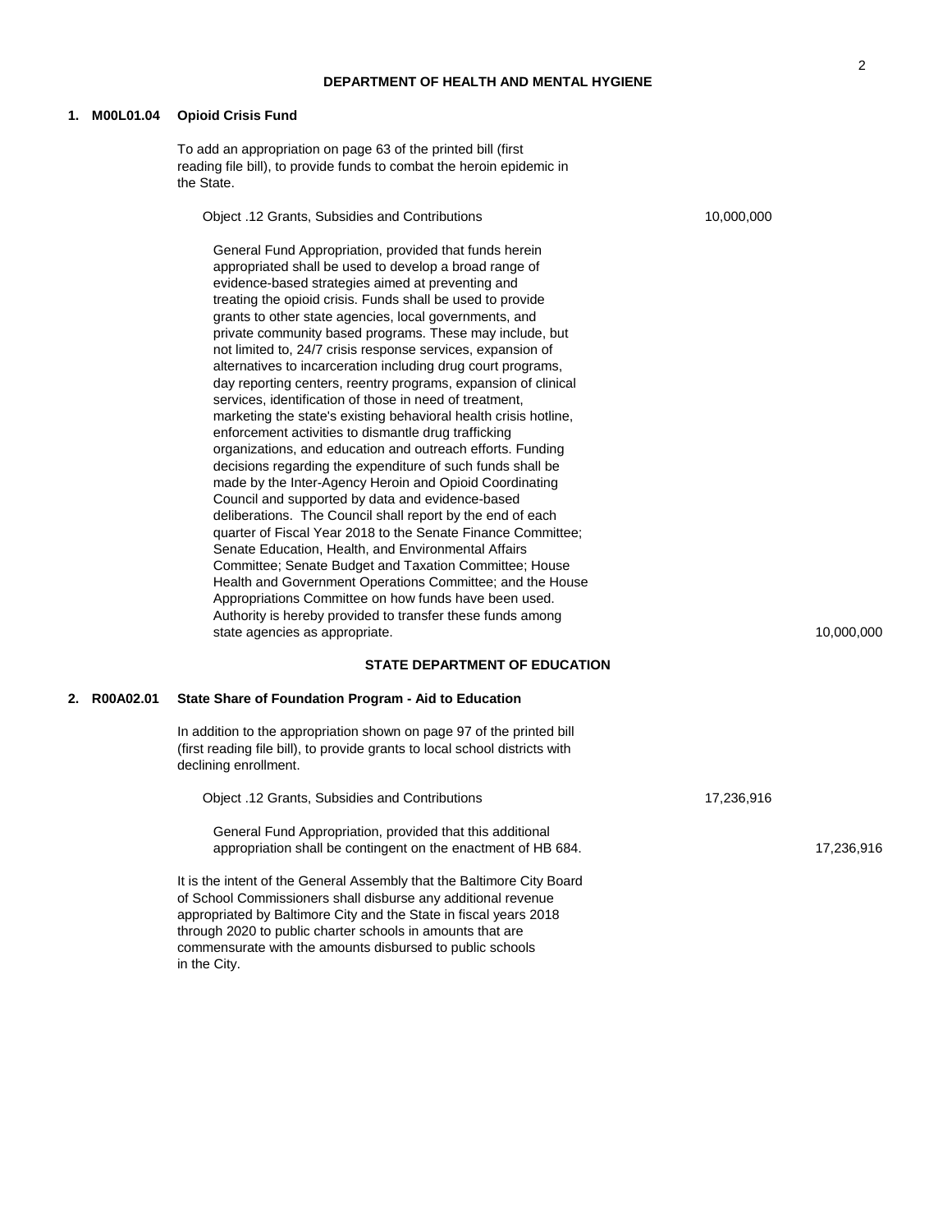## DEPARTMENT OF HEALTH AND MENTAL HYGIENE

**1. M00L01.04 Opioid Crisis Fund**

To add an appropriation on page 63 of the printed bill (first reading file bill), to provide funds to combat the heroin epidemic in the State.

| | | |
|---|---|---|
| Object .12 Grants, Subsidies and Contributions | 10,000,000 | |
| General Fund Appropriation, provided that funds herein appropriated shall be used to develop a broad range of evidence-based strategies aimed at preventing and treating the opioid crisis. Funds shall be used to provide grants to other state agencies, local governments, and private community based programs. These may include, but not limited to, 24/7 crisis response services, expansion of alternatives to incarceration including drug court programs, day reporting centers, reentry programs, expansion of clinical services, identification of those in need of treatment, marketing the state's existing behavioral health crisis hotline, enforcement activities to dismantle drug trafficking organizations, and education and outreach efforts. Funding decisions regarding the expenditure of such funds shall be made by the Inter-Agency Heroin and Opioid Coordinating Council and supported by data and evidence-based deliberations. The Council shall report by the end of each quarter of Fiscal Year 2018 to the Senate Finance Committee; Senate Education, Health, and Environmental Affairs Committee; Senate Budget and Taxation Committee; House Health and Government Operations Committee; and the House Appropriations Committee on how funds have been used. Authority is hereby provided to transfer these funds among state agencies as appropriate. | | 10,000,000 |

## STATE DEPARTMENT OF EDUCATION

**2. R00A02.01 State Share of Foundation Program - Aid to Education**

In addition to the appropriation shown on page 97 of the printed bill (first reading file bill), to provide grants to local school districts with declining enrollment.

| | | |
|---|---|---|
| Object .12 Grants, Subsidies and Contributions | 17,236,916 | |
| General Fund Appropriation, provided that this additional appropriation shall be contingent on the enactment of HB 684. | | 17,236,916 |

It is the intent of the General Assembly that the Baltimore City Board of School Commissioners shall disburse any additional revenue appropriated by Baltimore City and the State in fiscal years 2018 through 2020 to public charter schools in amounts that are commensurate with the amounts disbursed to public schools in the City.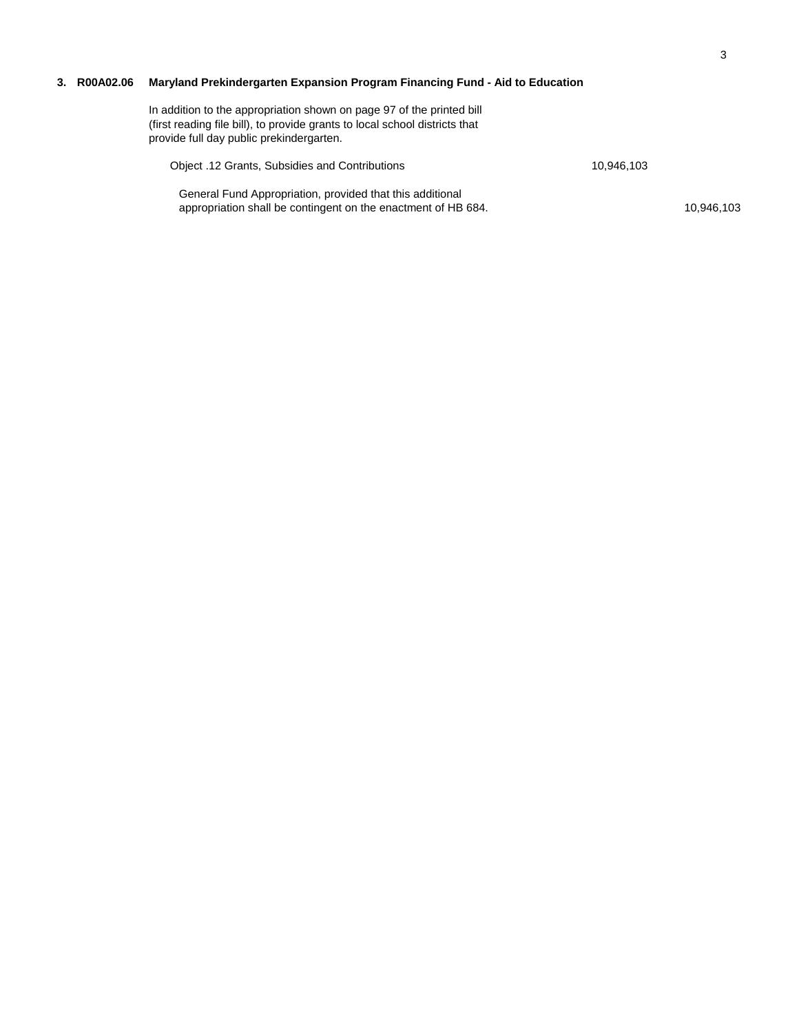**3. R00A02.06 Maryland Prekindergarten Expansion Program Financing Fund - Aid to Education**

In addition to the appropriation shown on page 97 of the printed bill (first reading file bill), to provide grants to local school districts that provide full day public prekindergarten.

| | | |
|---|---|---|
| Object .12 Grants, Subsidies and Contributions | 10,946,103 | |
| General Fund Appropriation, provided that this additional appropriation shall be contingent on the enactment of HB 684. | | 10,946,103 |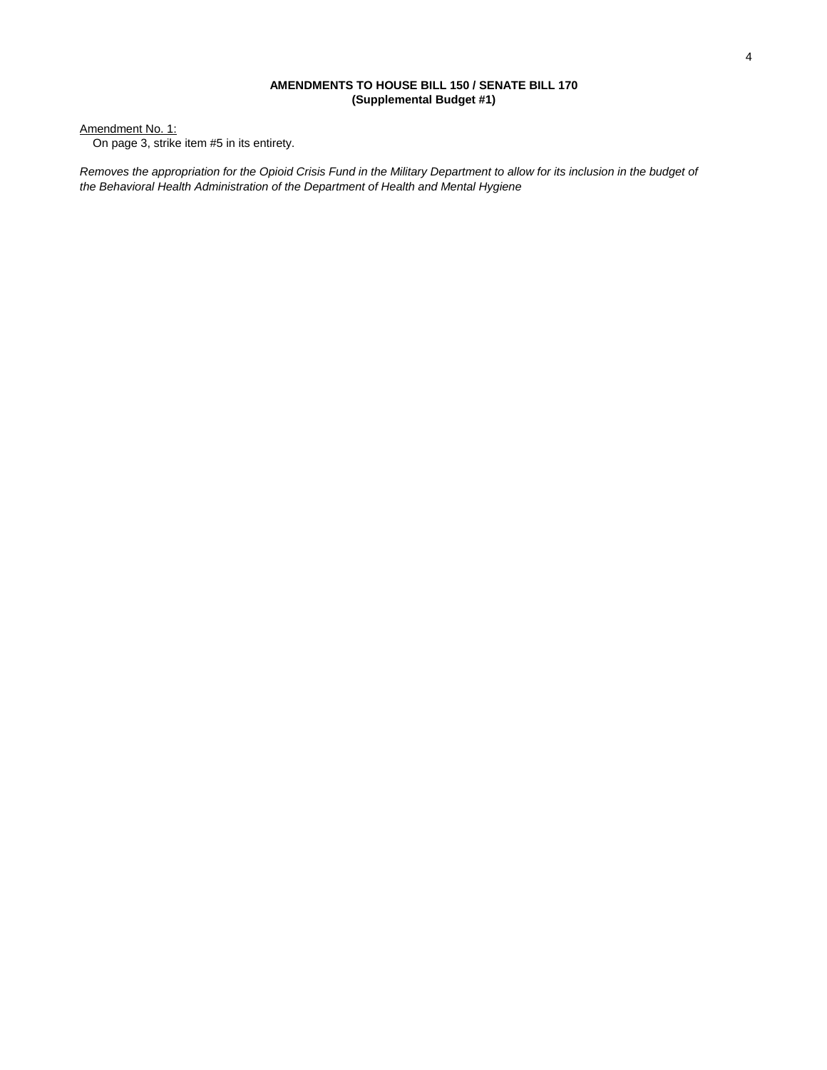**AMENDMENTS TO HOUSE BILL 150 / SENATE BILL 170**
**(Supplemental Budget #1)**

Amendment No. 1:

On page 3, strike item #5 in its entirety.

*Removes the appropriation for the Opioid Crisis Fund in the Military Department to allow for its inclusion in the budget of the Behavioral Health Administration of the Department of Health and Mental Hygiene*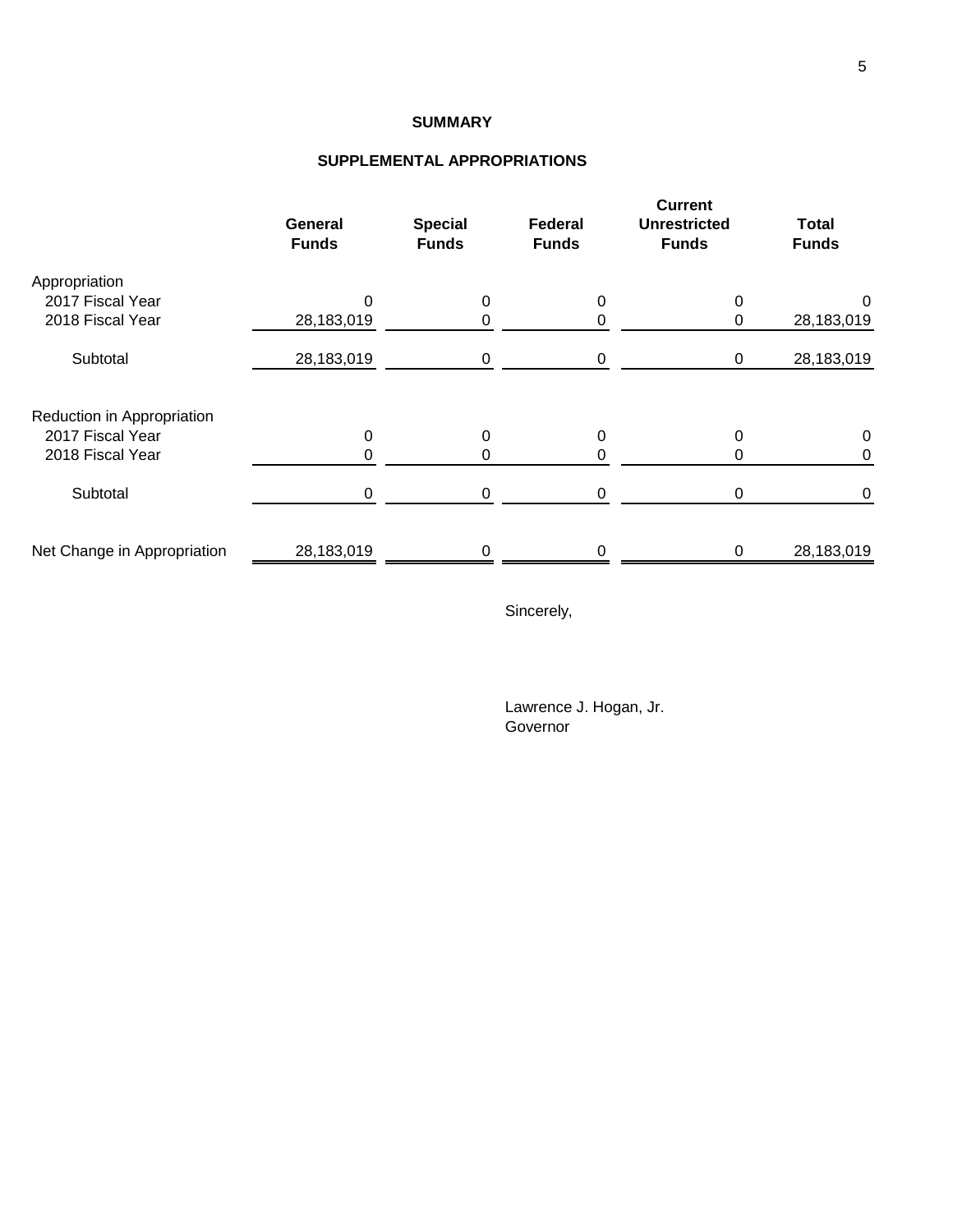## SUMMARY

## SUPPLEMENTAL APPROPRIATIONS

| | General Funds | Special Funds | Federal Funds | Current Unrestricted Funds | Total Funds |
|---|---|---|---|---|---|
| Appropriation | | | | | |
| 2017 Fiscal Year | 0 | 0 | 0 | 0 | 0 |
| 2018 Fiscal Year | 28,183,019 | 0 | 0 | 0 | 28,183,019 |
| Subtotal | 28,183,019 | 0 | 0 | 0 | 28,183,019 |
| Reduction in Appropriation | | | | | |
| 2017 Fiscal Year | 0 | 0 | 0 | 0 | 0 |
| 2018 Fiscal Year | 0 | 0 | 0 | 0 | 0 |
| Subtotal | 0 | 0 | 0 | 0 | 0 |
| Net Change in Appropriation | 28,183,019 | 0 | 0 | 0 | 28,183,019 |

Sincerely,

Lawrence J. Hogan, Jr.
Governor